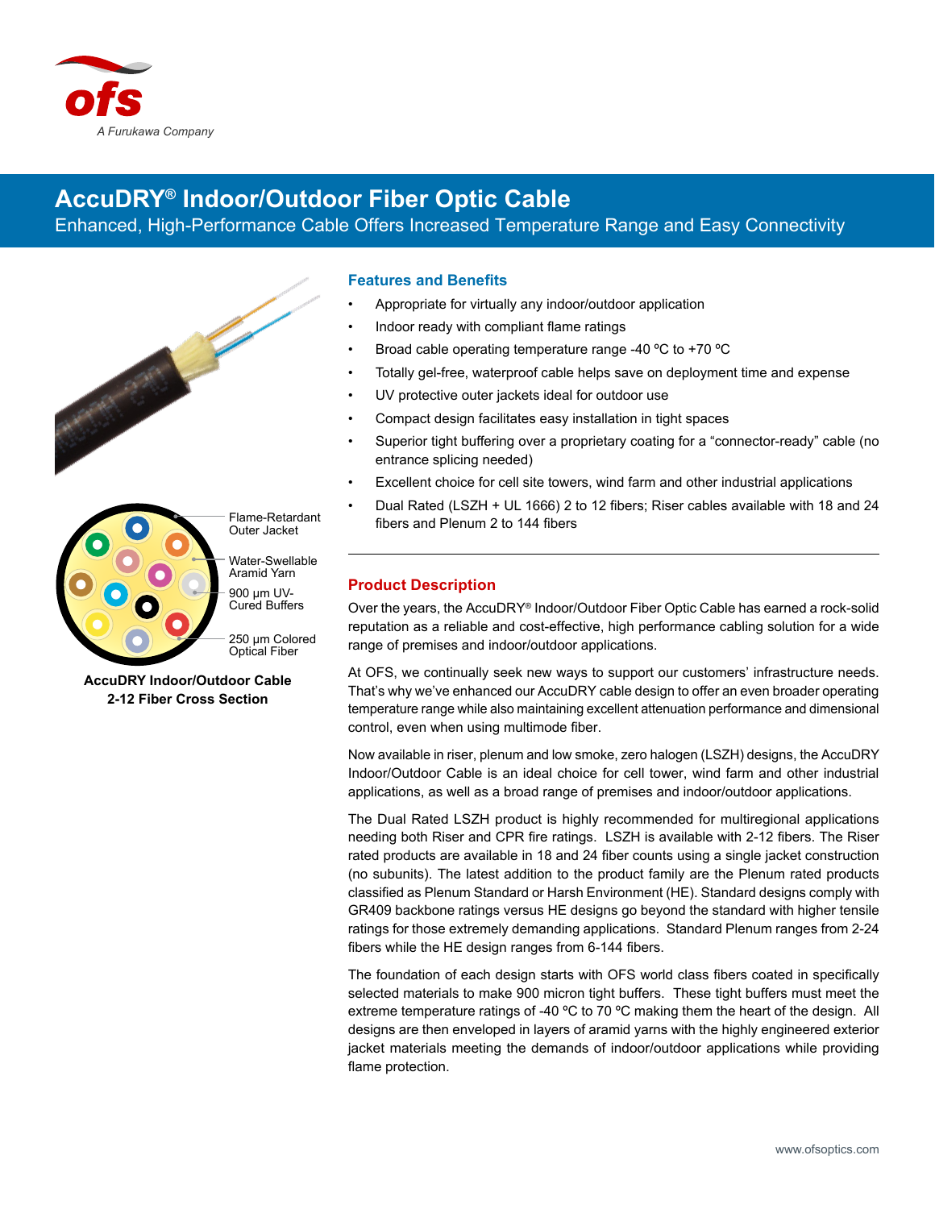ofs
*A Furukawa Company*

# AccuDRY® Indoor/Outdoor Fiber Optic Cable

Enhanced, High-Performance Cable Offers Increased Temperature Range and Easy Connectivity

Flame-Retardant Outer Jacket

Water-Swellable Aramid Yarn

900 µm UV-Cured Buffers

250 µm Colored Optical Fiber

**AccuDRY Indoor/Outdoor Cable 2-12 Fiber Cross Section**

## Features and Benefits

- Appropriate for virtually any indoor/outdoor application
- Indoor ready with compliant flame ratings
- Broad cable operating temperature range -40 ºC to +70 ºC
- Totally gel-free, waterproof cable helps save on deployment time and expense
- UV protective outer jackets ideal for outdoor use
- Compact design facilitates easy installation in tight spaces
- Superior tight buffering over a proprietary coating for a "connector-ready" cable (no entrance splicing needed)
- Excellent choice for cell site towers, wind farm and other industrial applications
- Dual Rated (LSZH + UL 1666) 2 to 12 fibers; Riser cables available with 18 and 24 fibers and Plenum 2 to 144 fibers

## Product Description

Over the years, the AccuDRY® Indoor/Outdoor Fiber Optic Cable has earned a rock-solid reputation as a reliable and cost-effective, high performance cabling solution for a wide range of premises and indoor/outdoor applications.

At OFS, we continually seek new ways to support our customers' infrastructure needs. That's why we've enhanced our AccuDRY cable design to offer an even broader operating temperature range while also maintaining excellent attenuation performance and dimensional control, even when using multimode fiber.

Now available in riser, plenum and low smoke, zero halogen (LSZH) designs, the AccuDRY Indoor/Outdoor Cable is an ideal choice for cell tower, wind farm and other industrial applications, as well as a broad range of premises and indoor/outdoor applications.

The Dual Rated LSZH product is highly recommended for multiregional applications needing both Riser and CPR fire ratings. LSZH is available with 2-12 fibers. The Riser rated products are available in 18 and 24 fiber counts using a single jacket construction (no subunits). The latest addition to the product family are the Plenum rated products classified as Plenum Standard or Harsh Environment (HE). Standard designs comply with GR409 backbone ratings versus HE designs go beyond the standard with higher tensile ratings for those extremely demanding applications. Standard Plenum ranges from 2-24 fibers while the HE design ranges from 6-144 fibers.

The foundation of each design starts with OFS world class fibers coated in specifically selected materials to make 900 micron tight buffers. These tight buffers must meet the extreme temperature ratings of -40 ºC to 70 ºC making them the heart of the design. All designs are then enveloped in layers of aramid yarns with the highly engineered exterior jacket materials meeting the demands of indoor/outdoor applications while providing flame protection.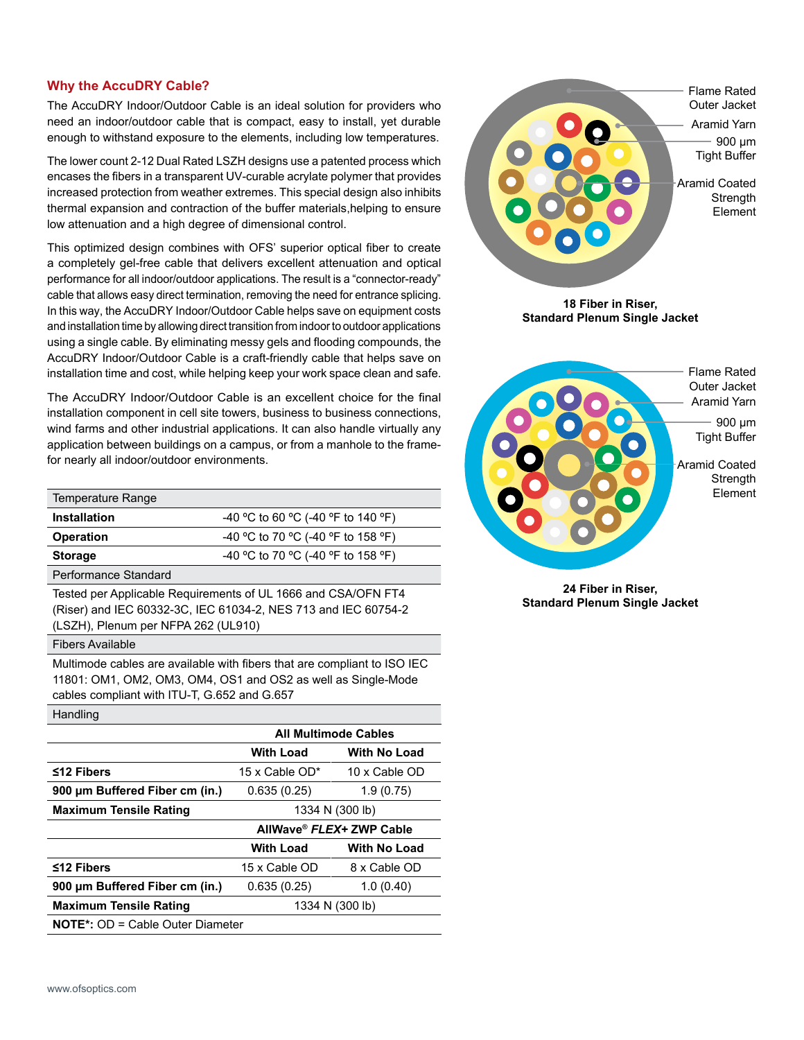## Why the AccuDRY Cable?

The AccuDRY Indoor/Outdoor Cable is an ideal solution for providers who need an indoor/outdoor cable that is compact, easy to install, yet durable enough to withstand exposure to the elements, including low temperatures.

The lower count 2-12 Dual Rated LSZH designs use a patented process which encases the fibers in a transparent UV-curable acrylate polymer that provides increased protection from weather extremes. This special design also inhibits thermal expansion and contraction of the buffer materials,helping to ensure low attenuation and a high degree of dimensional control.

This optimized design combines with OFS' superior optical fiber to create a completely gel-free cable that delivers excellent attenuation and optical performance for all indoor/outdoor applications. The result is a "connector-ready" cable that allows easy direct termination, removing the need for entrance splicing. In this way, the AccuDRY Indoor/Outdoor Cable helps save on equipment costs and installation time by allowing direct transition from indoor to outdoor applications using a single cable. By eliminating messy gels and flooding compounds, the AccuDRY Indoor/Outdoor Cable is a craft-friendly cable that helps save on installation time and cost, while helping keep your work space clean and safe.

The AccuDRY Indoor/Outdoor Cable is an excellent choice for the final installation component in cell site towers, business to business connections, wind farms and other industrial applications. It can also handle virtually any application between buildings on a campus, or from a manhole to the frame- for nearly all indoor/outdoor environments.

| Temperature Range | |
|---|---|
| **Installation** | -40 °C to 60 °C (-40 °F to 140 °F) |
| **Operation** | -40 °C to 70 °C (-40 °F to 158 °F) |
| **Storage** | -40 °C to 70 °C (-40 °F to 158 °F) |

**Performance Standard**

Tested per Applicable Requirements of UL 1666 and CSA/OFN FT4 (Riser) and IEC 60332-3C, IEC 61034-2, NES 713 and IEC 60754-2 (LSZH), Plenum per NFPA 262 (UL910)

**Fibers Available**

Multimode cables are available with fibers that are compliant to ISO IEC 11801: OM1, OM2, OM3, OM4, OS1 and OS2 as well as Single-Mode cables compliant with ITU-T, G.652 and G.657

**Handling**

| | **All Multimode Cables** | |
|---|---|---|
| | **With Load** | **With No Load** |
| **≤12 Fibers** | 15 x Cable OD* | 10 x Cable OD |
| **900 µm Buffered Fiber cm (in.)** | 0.635 (0.25) | 1.9 (0.75) |
| **Maximum Tensile Rating** | 1334 N (300 lb) | |
| | **AllWave® *FLEX+* ZWP Cable** | |
| | **With Load** | **With No Load** |
| **≤12 Fibers** | 15 x Cable OD | 8 x Cable OD |
| **900 µm Buffered Fiber cm (in.)** | 0.635 (0.25) | 1.0 (0.40) |
| **Maximum Tensile Rating** | 1334 N (300 lb) | |

**NOTE*:** OD = Cable Outer Diameter

Flame Rated Outer Jacket
Aramid Yarn
900 µm Tight Buffer
Aramid Coated Strength Element

**18 Fiber in Riser, Standard Plenum Single Jacket**

Flame Rated Outer Jacket
Aramid Yarn
900 µm Tight Buffer
Aramid Coated Strength Element

**24 Fiber in Riser, Standard Plenum Single Jacket**

www.ofsoptics.com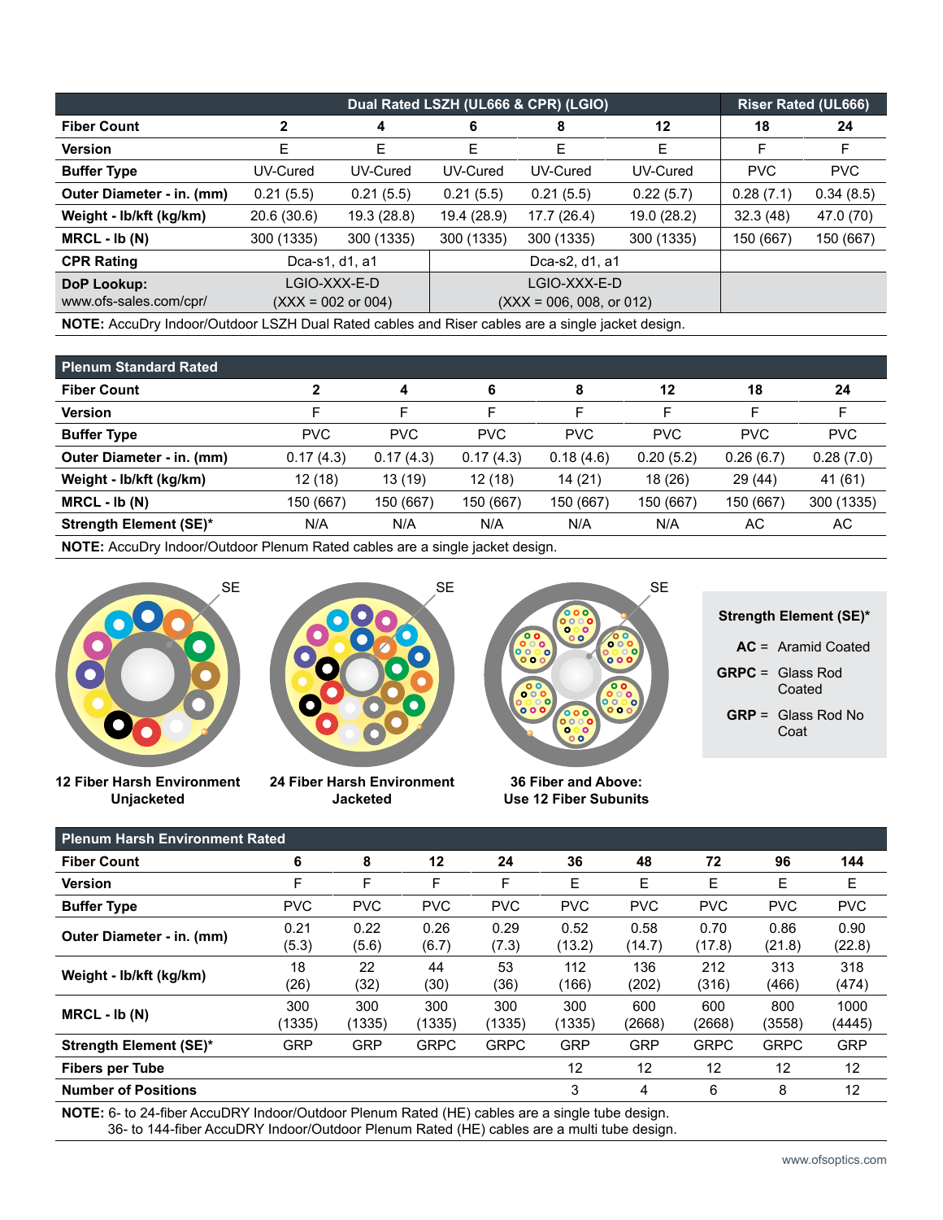| | Dual Rated LSZH (UL666 & CPR) (LGIO) | | | | | Riser Rated (UL666) | |
|---|---|---|---|---|---|---|---|
| **Fiber Count** | 2 | 4 | 6 | 8 | 12 | 18 | 24 |
| **Version** | E | E | E | E | E | F | F |
| **Buffer Type** | UV-Cured | UV-Cured | UV-Cured | UV-Cured | UV-Cured | PVC | PVC |
| **Outer Diameter - in. (mm)** | 0.21 (5.5) | 0.21 (5.5) | 0.21 (5.5) | 0.21 (5.5) | 0.22 (5.7) | 0.28 (7.1) | 0.34 (8.5) |
| **Weight - lb/kft (kg/km)** | 20.6 (30.6) | 19.3 (28.8) | 19.4 (28.9) | 17.7 (26.4) | 19.0 (28.2) | 32.3 (48) | 47.0 (70) |
| **MRCL - lb (N)** | 300 (1335) | 300 (1335) | 300 (1335) | 300 (1335) | 300 (1335) | 150 (667) | 150 (667) |
| **CPR Rating** | Dca-s1, d1, a1 | | Dca-s2, d1, a1 | | | | |
| **DoP Lookup:** www.ofs-sales.com/cpr/ | LGIO-XXX-E-D (XXX = 002 or 004) | | LGIO-XXX-E-D (XXX = 006, 008, or 012) | | | | |

**NOTE:** AccuDry Indoor/Outdoor LSZH Dual Rated cables and Riser cables are a single jacket design.

| Plenum Standard Rated | | | | | | | |
|---|---|---|---|---|---|---|---|
| **Fiber Count** | 2 | 4 | 6 | 8 | 12 | 18 | 24 |
| **Version** | F | F | F | F | F | F | F |
| **Buffer Type** | PVC | PVC | PVC | PVC | PVC | PVC | PVC |
| **Outer Diameter - in. (mm)** | 0.17 (4.3) | 0.17 (4.3) | 0.17 (4.3) | 0.18 (4.6) | 0.20 (5.2) | 0.26 (6.7) | 0.28 (7.0) |
| **Weight - lb/kft (kg/km)** | 12 (18) | 13 (19) | 12 (18) | 14 (21) | 18 (26) | 29 (44) | 41 (61) |
| **MRCL - lb (N)** | 150 (667) | 150 (667) | 150 (667) | 150 (667) | 150 (667) | 150 (667) | 300 (1335) |
| **Strength Element (SE)*** | N/A | N/A | N/A | N/A | N/A | AC | AC |

**NOTE:** AccuDry Indoor/Outdoor Plenum Rated cables are a single jacket design.

12 Fiber Harsh Environment Unjacketed

24 Fiber Harsh Environment Jacketed

36 Fiber and Above: Use 12 Fiber Subunits

**Strength Element (SE)***

**AC** = Aramid Coated

**GRPC** = Glass Rod Coated

**GRP** = Glass Rod No Coat

| Plenum Harsh Environment Rated | | | | | | | | | |
|---|---|---|---|---|---|---|---|---|---|
| **Fiber Count** | 6 | 8 | 12 | 24 | 36 | 48 | 72 | 96 | 144 |
| **Version** | F | F | F | F | E | E | E | E | E |
| **Buffer Type** | PVC | PVC | PVC | PVC | PVC | PVC | PVC | PVC | PVC |
| **Outer Diameter - in. (mm)** | 0.21 (5.3) | 0.22 (5.6) | 0.26 (6.7) | 0.29 (7.3) | 0.52 (13.2) | 0.58 (14.7) | 0.70 (17.8) | 0.86 (21.8) | 0.90 (22.8) |
| **Weight - lb/kft (kg/km)** | 18 (26) | 22 (32) | 44 (30) | 53 (36) | 112 (166) | 136 (202) | 212 (316) | 313 (466) | 318 (474) |
| **MRCL - lb (N)** | 300 (1335) | 300 (1335) | 300 (1335) | 300 (1335) | 300 (1335) | 600 (2668) | 600 (2668) | 800 (3558) | 1000 (4445) |
| **Strength Element (SE)*** | GRP | GRP | GRPC | GRPC | GRP | GRP | GRPC | GRPC | GRP |
| **Fibers per Tube** | | | | | 12 | 12 | 12 | 12 | 12 |
| **Number of Positions** | | | | | 3 | 4 | 6 | 8 | 12 |

**NOTE:** 6- to 24-fiber AccuDRY Indoor/Outdoor Plenum Rated (HE) cables are a single tube design.
36- to 144-fiber AccuDRY Indoor/Outdoor Plenum Rated (HE) cables are a multi tube design.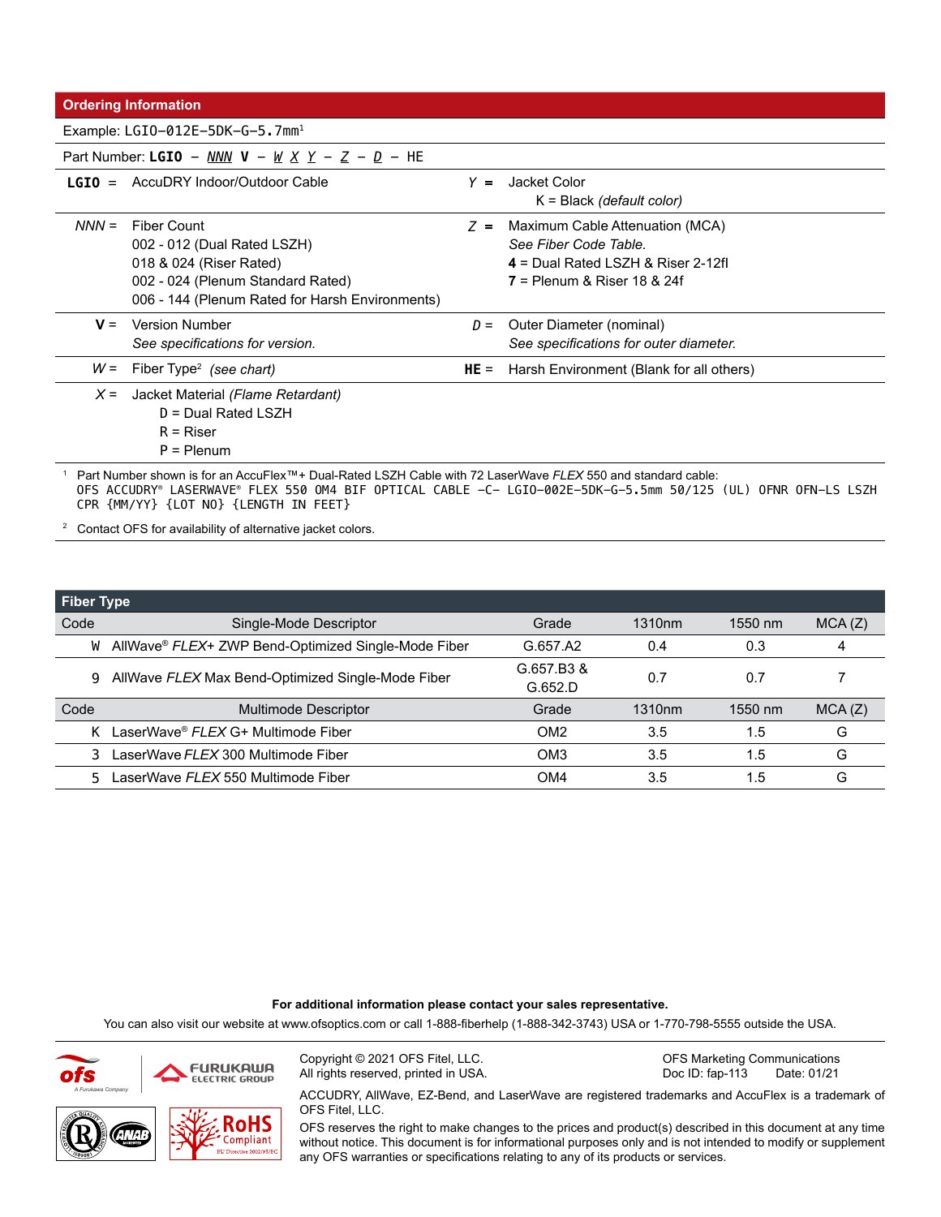## Ordering Information

Example: LGIO-012E-5DK-G-5.7mm[1]

Part Number: **LGIO** – *NNN* **V** – *W X Y* – *Z* – *D* – HE

| | | | |
|---|---|---|---|
| **LGIO** = | AccuDRY Indoor/Outdoor Cable | *Y* = | Jacket Color<br>K = Black *(default color)* |
| *NNN* = | Fiber Count<br>002 - 012 (Dual Rated LSZH)<br>018 & 024 (Riser Rated)<br>002 - 024 (Plenum Standard Rated)<br>006 - 144 (Plenum Rated for Harsh Environments) | *Z* = | Maximum Cable Attenuation (MCA)<br>*See Fiber Code Table.*<br>**4** = Dual Rated LSZH & Riser 2-12fl<br>**7** = Plenum & Riser 18 & 24f |
| **V** = | Version Number<br>*See specifications for version.* | *D* = | Outer Diameter (nominal)<br>*See specifications for outer diameter.* |
| *W* = | Fiber Type[2] *(see chart)* | **HE** = | Harsh Environment (Blank for all others) |
| *X* = | Jacket Material *(Flame Retardant)*<br>D = Dual Rated LSZH<br>R = Riser<br>P = Plenum | | |

[1] Part Number shown is for an AccuFlex™+ Dual-Rated LSZH Cable with 72 LaserWave *FLEX* 550 and standard cable:
OFS ACCUDRY® LASERWAVE® FLEX 550 OM4 BIF OPTICAL CABLE -C- LGIO-002E-5DK-G-5.5mm 50/125 (UL) OFNR OFN-LS LSZH CPR {MM/YY} {LOT NO} {LENGTH IN FEET}

[2] Contact OFS for availability of alternative jacket colors.

## Fiber Type

| Code | Single-Mode Descriptor | Grade | 1310nm | 1550 nm | MCA (Z) |
|---|---|---|---|---|---|
| W | AllWave® *FLEX*+ ZWP Bend-Optimized Single-Mode Fiber | G.657.A2 | 0.4 | 0.3 | 4 |
| 9 | AllWave *FLEX* Max Bend-Optimized Single-Mode Fiber | G.657.B3 & G.652.D | 0.7 | 0.7 | 7 |
| **Code** | **Multimode Descriptor** | **Grade** | **1310nm** | **1550 nm** | **MCA (Z)** |
| K | LaserWave® *FLEX* G+ Multimode Fiber | OM2 | 3.5 | 1.5 | G |
| 3 | LaserWave *FLEX* 300 Multimode Fiber | OM3 | 3.5 | 1.5 | G |
| 5 | LaserWave *FLEX* 550 Multimode Fiber | OM4 | 3.5 | 1.5 | G |

**For additional information please contact your sales representative.**

You can also visit our website at www.ofsoptics.com or call 1-888-fiberhelp (1-888-342-3743) USA or 1-770-798-5555 outside the USA.

Copyright © 2021 OFS Fitel, LLC.
All rights reserved, printed in USA.

OFS Marketing Communications
Doc ID: fap-113 Date: 01/21

ACCUDRY, AllWave, EZ-Bend, and LaserWave are registered trademarks and AccuFlex is a trademark of OFS Fitel, LLC.

OFS reserves the right to make changes to the prices and product(s) described in this document at any time without notice. This document is for informational purposes only and is not intended to modify or supplement any OFS warranties or specifications relating to any of its products or services.